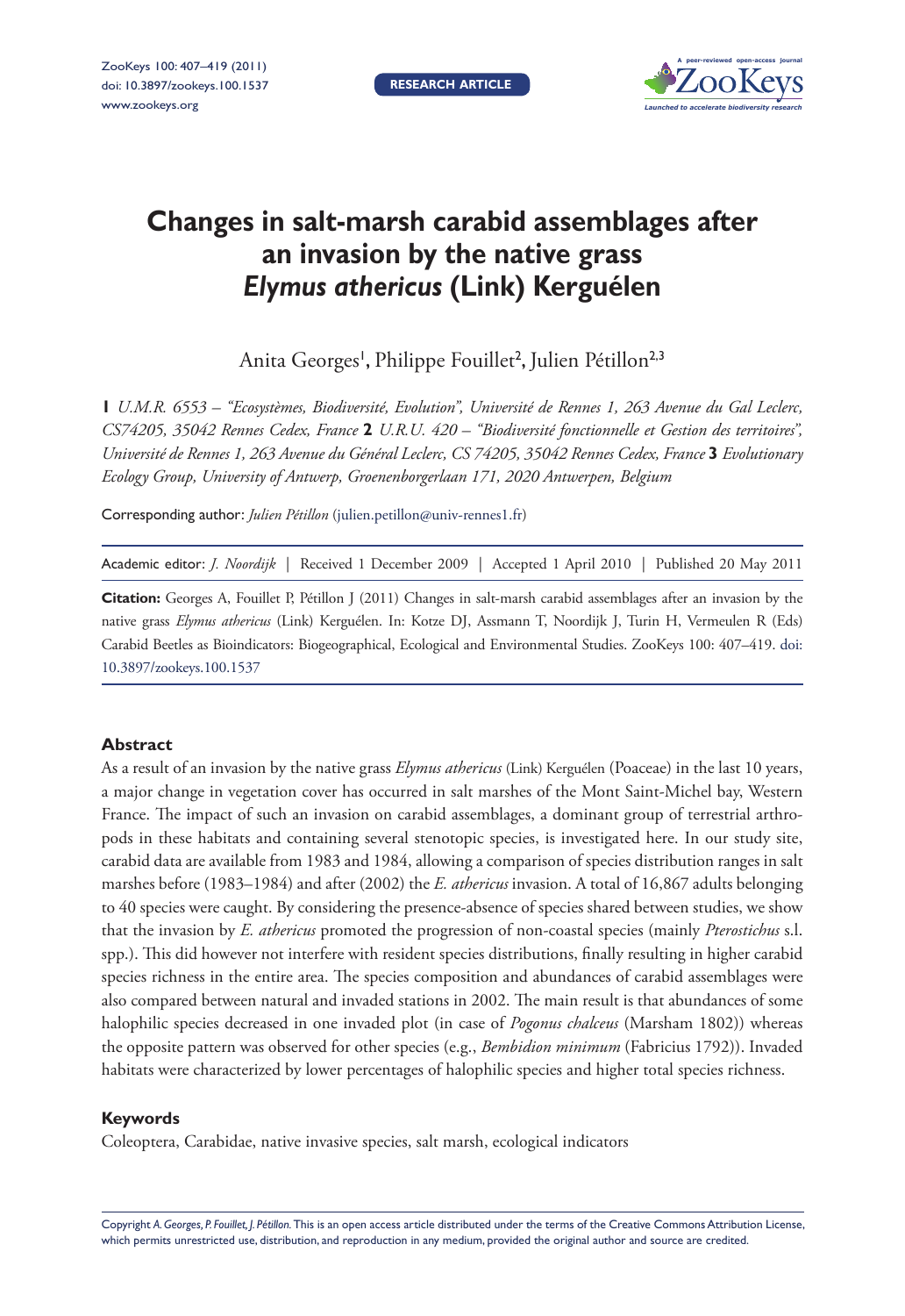RESEARCH ARTICLE

# Changes in salt-marsh carabid assemblages after an invasion by the native grass *Elymus athericus* (Link) Kerguélen

Anita Georges[1], Philippe Fouillet[2], Julien Pétillon[2,3]

**1** *U.M.R. 6553 – "Ecosystèmes, Biodiversité, Evolution", Université de Rennes 1, 263 Avenue du Gal Leclerc, CS74205, 35042 Rennes Cedex, France* **2** *U.R.U. 420 – "Biodiversité fonctionnelle et Gestion des territoires", Université de Rennes 1, 263 Avenue du Général Leclerc, CS 74205, 35042 Rennes Cedex, France* **3** *Evolutionary Ecology Group, University of Antwerp, Groenenborgerlaan 171, 2020 Antwerpen, Belgium*

Corresponding author: *Julien Pétillon* (julien.petillon@univ-rennes1.fr)

Academic editor: *J. Noordijk* | Received 1 December 2009 | Accepted 1 April 2010 | Published 20 May 2011

**Citation:** Georges A, Fouillet P, Pétillon J (2011) Changes in salt-marsh carabid assemblages after an invasion by the native grass *Elymus athericus* (Link) Kerguélen. In: Kotze DJ, Assmann T, Noordijk J, Turin H, Vermeulen R (Eds) Carabid Beetles as Bioindicators: Biogeographical, Ecological and Environmental Studies. ZooKeys 100: 407–419. doi: 10.3897/zookeys.100.1537

### Abstract

As a result of an invasion by the native grass *Elymus athericus* (Link) Kerguélen (Poaceae) in the last 10 years, a major change in vegetation cover has occurred in salt marshes of the Mont Saint-Michel bay, Western France. The impact of such an invasion on carabid assemblages, a dominant group of terrestrial arthropods in these habitats and containing several stenotopic species, is investigated here. In our study site, carabid data are available from 1983 and 1984, allowing a comparison of species distribution ranges in salt marshes before (1983–1984) and after (2002) the *E. athericus* invasion. A total of 16,867 adults belonging to 40 species were caught. By considering the presence-absence of species shared between studies, we show that the invasion by *E. athericus* promoted the progression of non-coastal species (mainly *Pterostichus* s.l. spp.). This did however not interfere with resident species distributions, finally resulting in higher carabid species richness in the entire area. The species composition and abundances of carabid assemblages were also compared between natural and invaded stations in 2002. The main result is that abundances of some halophilic species decreased in one invaded plot (in case of *Pogonus chalceus* (Marsham 1802)) whereas the opposite pattern was observed for other species (e.g., *Bembidion minimum* (Fabricius 1792)). Invaded habitats were characterized by lower percentages of halophilic species and higher total species richness.

### Keywords

Coleoptera, Carabidae, native invasive species, salt marsh, ecological indicators

Copyright *A. Georges, P. Fouillet, J. Pétillon.* This is an open access article distributed under the terms of the Creative Commons Attribution License, which permits unrestricted use, distribution, and reproduction in any medium, provided the original author and source are credited.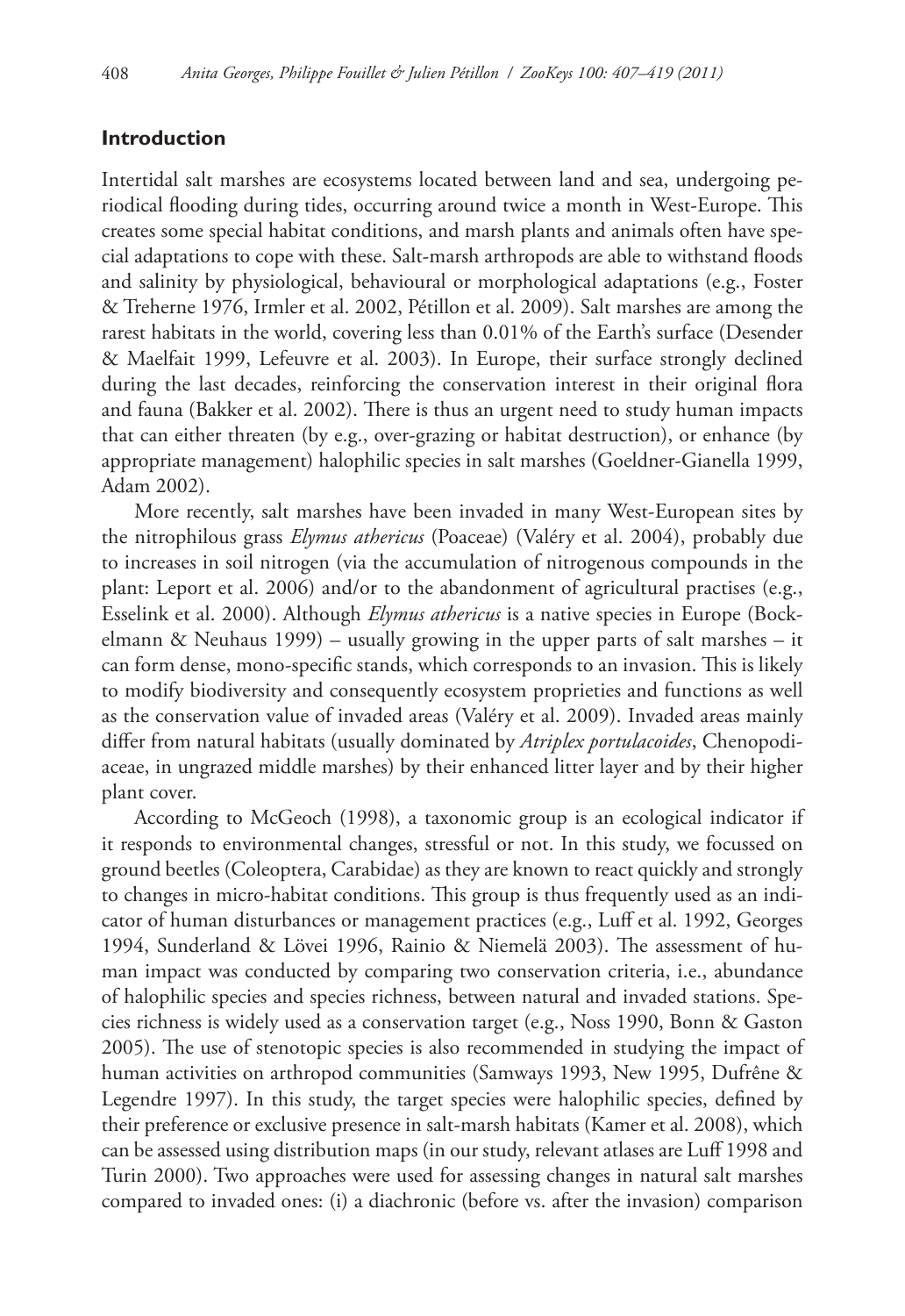## Introduction

Intertidal salt marshes are ecosystems located between land and sea, undergoing periodical flooding during tides, occurring around twice a month in West-Europe. This creates some special habitat conditions, and marsh plants and animals often have special adaptations to cope with these. Salt-marsh arthropods are able to withstand floods and salinity by physiological, behavioural or morphological adaptations (e.g., Foster & Treherne 1976, Irmler et al. 2002, Pétillon et al. 2009). Salt marshes are among the rarest habitats in the world, covering less than 0.01% of the Earth's surface (Desender & Maelfait 1999, Lefeuvre et al. 2003). In Europe, their surface strongly declined during the last decades, reinforcing the conservation interest in their original flora and fauna (Bakker et al. 2002). There is thus an urgent need to study human impacts that can either threaten (by e.g., over-grazing or habitat destruction), or enhance (by appropriate management) halophilic species in salt marshes (Goeldner-Gianella 1999, Adam 2002).

More recently, salt marshes have been invaded in many West-European sites by the nitrophilous grass *Elymus athericus* (Poaceae) (Valéry et al. 2004), probably due to increases in soil nitrogen (via the accumulation of nitrogenous compounds in the plant: Leport et al. 2006) and/or to the abandonment of agricultural practises (e.g., Esselink et al. 2000). Although *Elymus athericus* is a native species in Europe (Bockelmann & Neuhaus 1999) – usually growing in the upper parts of salt marshes – it can form dense, mono-specific stands, which corresponds to an invasion. This is likely to modify biodiversity and consequently ecosystem proprieties and functions as well as the conservation value of invaded areas (Valéry et al. 2009). Invaded areas mainly differ from natural habitats (usually dominated by *Atriplex portulacoides*, Chenopodiaceae, in ungrazed middle marshes) by their enhanced litter layer and by their higher plant cover.

According to McGeoch (1998), a taxonomic group is an ecological indicator if it responds to environmental changes, stressful or not. In this study, we focussed on ground beetles (Coleoptera, Carabidae) as they are known to react quickly and strongly to changes in micro-habitat conditions. This group is thus frequently used as an indicator of human disturbances or management practices (e.g., Luff et al. 1992, Georges 1994, Sunderland & Lövei 1996, Rainio & Niemelä 2003). The assessment of human impact was conducted by comparing two conservation criteria, i.e., abundance of halophilic species and species richness, between natural and invaded stations. Species richness is widely used as a conservation target (e.g., Noss 1990, Bonn & Gaston 2005). The use of stenotopic species is also recommended in studying the impact of human activities on arthropod communities (Samways 1993, New 1995, Dufrêne & Legendre 1997). In this study, the target species were halophilic species, defined by their preference or exclusive presence in salt-marsh habitats (Kamer et al. 2008), which can be assessed using distribution maps (in our study, relevant atlases are Luff 1998 and Turin 2000). Two approaches were used for assessing changes in natural salt marshes compared to invaded ones: (i) a diachronic (before vs. after the invasion) comparison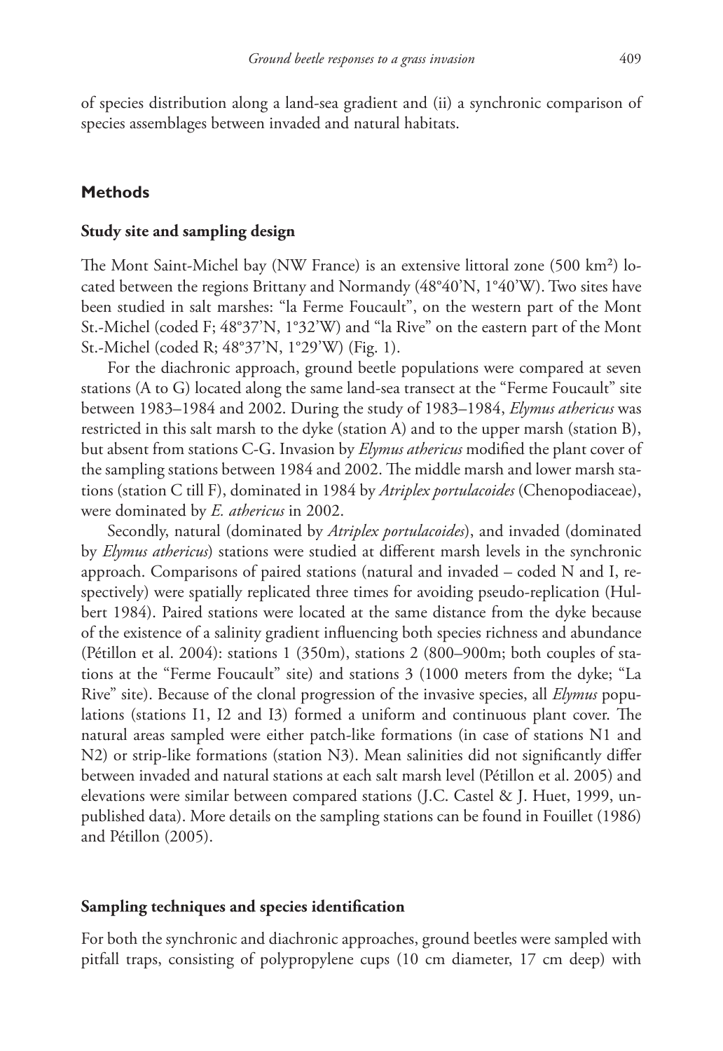of species distribution along a land-sea gradient and (ii) a synchronic comparison of species assemblages between invaded and natural habitats.

## Methods

### Study site and sampling design

The Mont Saint-Michel bay (NW France) is an extensive littoral zone (500 km²) located between the regions Brittany and Normandy (48°40'N, 1°40'W). Two sites have been studied in salt marshes: "la Ferme Foucault", on the western part of the Mont St.-Michel (coded F; 48°37'N, 1°32'W) and "la Rive" on the eastern part of the Mont St.-Michel (coded R; 48°37'N, 1°29'W) (Fig. 1).

For the diachronic approach, ground beetle populations were compared at seven stations (A to G) located along the same land-sea transect at the "Ferme Foucault" site between 1983–1984 and 2002. During the study of 1983–1984, *Elymus athericus* was restricted in this salt marsh to the dyke (station A) and to the upper marsh (station B), but absent from stations C-G. Invasion by *Elymus athericus* modified the plant cover of the sampling stations between 1984 and 2002. The middle marsh and lower marsh stations (station C till F), dominated in 1984 by *Atriplex portulacoides* (Chenopodiaceae), were dominated by *E. athericus* in 2002.

Secondly, natural (dominated by *Atriplex portulacoides*), and invaded (dominated by *Elymus athericus*) stations were studied at different marsh levels in the synchronic approach. Comparisons of paired stations (natural and invaded – coded N and I, respectively) were spatially replicated three times for avoiding pseudo-replication (Hulbert 1984). Paired stations were located at the same distance from the dyke because of the existence of a salinity gradient influencing both species richness and abundance (Pétillon et al. 2004): stations 1 (350m), stations 2 (800–900m; both couples of stations at the "Ferme Foucault" site) and stations 3 (1000 meters from the dyke; "La Rive" site). Because of the clonal progression of the invasive species, all *Elymus* populations (stations I1, I2 and I3) formed a uniform and continuous plant cover. The natural areas sampled were either patch-like formations (in case of stations N1 and N2) or strip-like formations (station N3). Mean salinities did not significantly differ between invaded and natural stations at each salt marsh level (Pétillon et al. 2005) and elevations were similar between compared stations (J.C. Castel & J. Huet, 1999, unpublished data). More details on the sampling stations can be found in Fouillet (1986) and Pétillon (2005).

### Sampling techniques and species identification

For both the synchronic and diachronic approaches, ground beetles were sampled with pitfall traps, consisting of polypropylene cups (10 cm diameter, 17 cm deep) with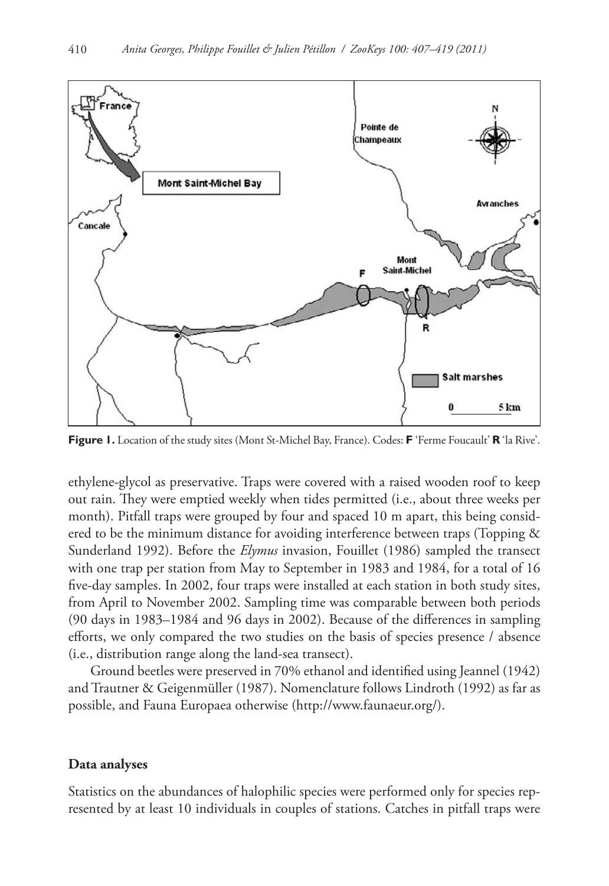**Figure 1.** Location of the study sites (Mont St-Michel Bay, France). Codes: **F** 'Ferme Foucault' **R** 'la Rive'.

ethylene-glycol as preservative. Traps were covered with a raised wooden roof to keep out rain. They were emptied weekly when tides permitted (i.e., about three weeks per month). Pitfall traps were grouped by four and spaced 10 m apart, this being considered to be the minimum distance for avoiding interference between traps (Topping & Sunderland 1992). Before the *Elymus* invasion, Fouillet (1986) sampled the transect with one trap per station from May to September in 1983 and 1984, for a total of 16 five-day samples. In 2002, four traps were installed at each station in both study sites, from April to November 2002. Sampling time was comparable between both periods (90 days in 1983–1984 and 96 days in 2002). Because of the differences in sampling efforts, we only compared the two studies on the basis of species presence / absence (i.e., distribution range along the land-sea transect).

Ground beetles were preserved in 70% ethanol and identified using Jeannel (1942) and Trautner & Geigenmüller (1987). Nomenclature follows Lindroth (1992) as far as possible, and Fauna Europaea otherwise (http://www.faunaeur.org/).

### Data analyses

Statistics on the abundances of halophilic species were performed only for species represented by at least 10 individuals in couples of stations. Catches in pitfall traps were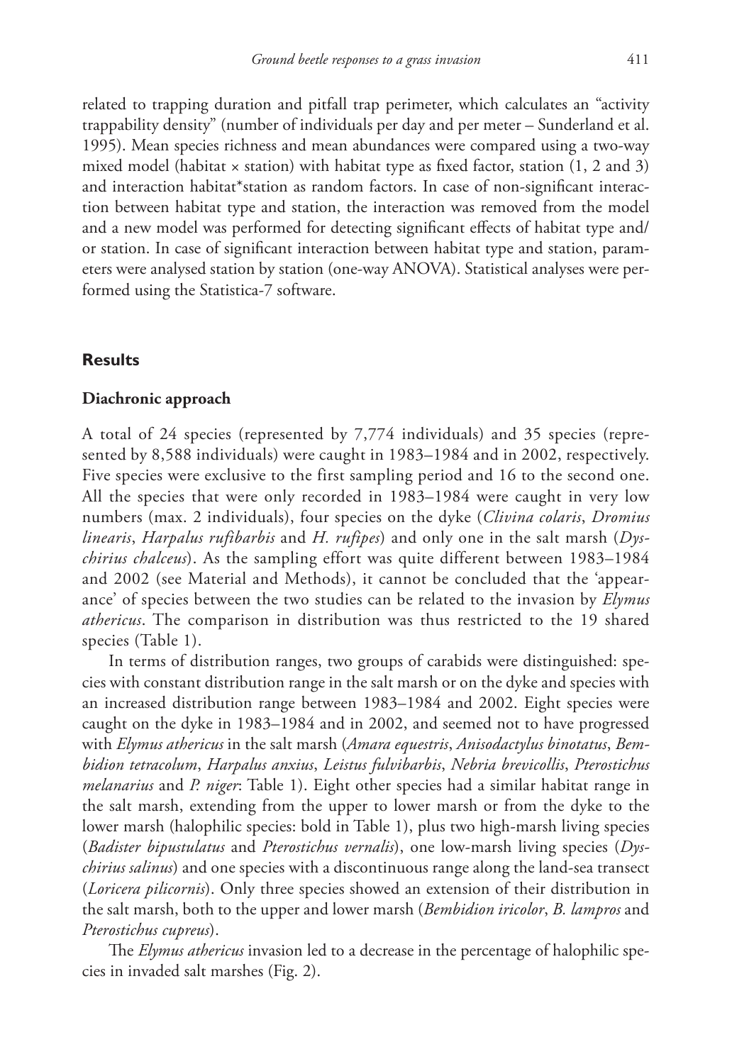related to trapping duration and pitfall trap perimeter, which calculates an "activity trappability density" (number of individuals per day and per meter – Sunderland et al. 1995). Mean species richness and mean abundances were compared using a two-way mixed model (habitat × station) with habitat type as fixed factor, station (1, 2 and 3) and interaction habitat*station as random factors. In case of non-significant interaction between habitat type and station, the interaction was removed from the model and a new model was performed for detecting significant effects of habitat type and/or station. In case of significant interaction between habitat type and station, parameters were analysed station by station (one-way ANOVA). Statistical analyses were performed using the Statistica-7 software.

## Results

### Diachronic approach

A total of 24 species (represented by 7,774 individuals) and 35 species (represented by 8,588 individuals) were caught in 1983–1984 and in 2002, respectively. Five species were exclusive to the first sampling period and 16 to the second one. All the species that were only recorded in 1983–1984 were caught in very low numbers (max. 2 individuals), four species on the dyke (*Clivina colaris*, *Dromius linearis*, *Harpalus rufibarbis* and *H. rufipes*) and only one in the salt marsh (*Dyschirius chalceus*). As the sampling effort was quite different between 1983–1984 and 2002 (see Material and Methods), it cannot be concluded that the 'appearance' of species between the two studies can be related to the invasion by *Elymus athericus*. The comparison in distribution was thus restricted to the 19 shared species (Table 1).

In terms of distribution ranges, two groups of carabids were distinguished: species with constant distribution range in the salt marsh or on the dyke and species with an increased distribution range between 1983–1984 and 2002. Eight species were caught on the dyke in 1983–1984 and in 2002, and seemed not to have progressed with *Elymus athericus* in the salt marsh (*Amara equestris*, *Anisodactylus binotatus*, *Bembidion tetracolum*, *Harpalus anxius*, *Leistus fulvibarbis*, *Nebria brevicollis*, *Pterostichus melanarius* and *P. niger*: Table 1). Eight other species had a similar habitat range in the salt marsh, extending from the upper to lower marsh or from the dyke to the lower marsh (halophilic species: bold in Table 1), plus two high-marsh living species (*Badister bipustulatus* and *Pterostichus vernalis*), one low-marsh living species (*Dyschirius salinus*) and one species with a discontinuous range along the land-sea transect (*Loricera pilicornis*). Only three species showed an extension of their distribution in the salt marsh, both to the upper and lower marsh (*Bembidion iricolor*, *B. lampros* and *Pterostichus cupreus*).

The *Elymus athericus* invasion led to a decrease in the percentage of halophilic species in invaded salt marshes (Fig. 2).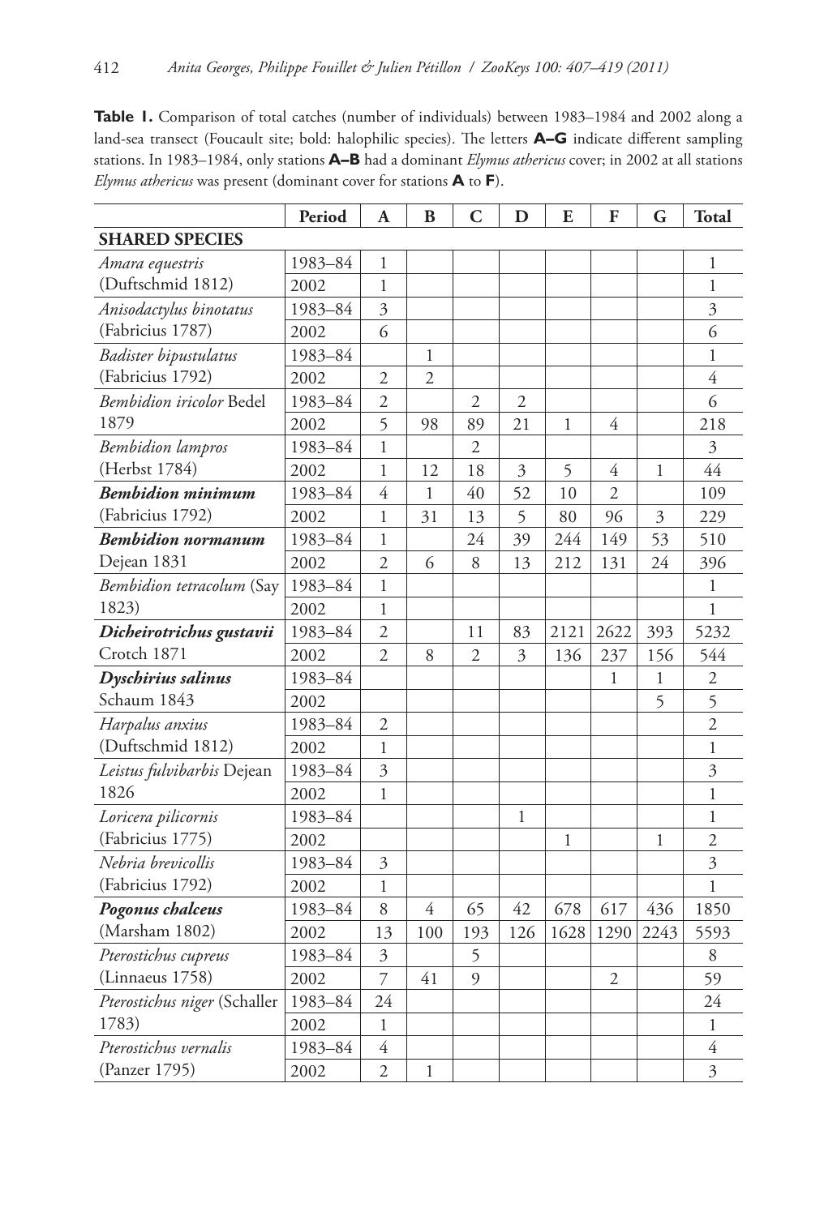**Table 1.** Comparison of total catches (number of individuals) between 1983–1984 and 2002 along a land-sea transect (Foucault site; bold: halophilic species). The letters **A–G** indicate different sampling stations. In 1983–1984, only stations **A–B** had a dominant *Elymus athericus* cover; in 2002 at all stations *Elymus athericus* was present (dominant cover for stations **A** to **F**).

| | Period | A | B | C | D | E | F | G | Total |
|---|---|---|---|---|---|---|---|---|---|
| **SHARED SPECIES** | | | | | | | | | |
| *Amara equestris* (Duftschmid 1812) | 1983–84 | 1 | | | | | | | 1 |
| | 2002 | 1 | | | | | | | 1 |
| *Anisodactylus binotatus* (Fabricius 1787) | 1983–84 | 3 | | | | | | | 3 |
| | 2002 | 6 | | | | | | | 6 |
| *Badister bipustulatus* (Fabricius 1792) | 1983–84 | | 1 | | | | | | 1 |
| | 2002 | 2 | 2 | | | | | | 4 |
| *Bembidion iricolor* Bedel 1879 | 1983–84 | 2 | | 2 | 2 | | | | 6 |
| | 2002 | 5 | 98 | 89 | 21 | 1 | 4 | | 218 |
| *Bembidion lampros* (Herbst 1784) | 1983–84 | 1 | | 2 | | | | | 3 |
| | 2002 | 1 | 12 | 18 | 3 | 5 | 4 | 1 | 44 |
| ***Bembidion minimum*** (Fabricius 1792) | 1983–84 | 4 | 1 | 40 | 52 | 10 | 2 | | 109 |
| | 2002 | 1 | 31 | 13 | 5 | 80 | 96 | 3 | 229 |
| ***Bembidion normanum*** Dejean 1831 | 1983–84 | 1 | | 24 | 39 | 244 | 149 | 53 | 510 |
| | 2002 | 2 | 6 | 8 | 13 | 212 | 131 | 24 | 396 |
| *Bembidion tetracolum* (Say 1823) | 1983–84 | 1 | | | | | | | 1 |
| | 2002 | 1 | | | | | | | 1 |
| ***Dicheirotrichus gustavii*** Crotch 1871 | 1983–84 | 2 | | 11 | 83 | 2121 | 2622 | 393 | 5232 |
| | 2002 | 2 | 8 | 2 | 3 | 136 | 237 | 156 | 544 |
| ***Dyschirius salinus*** Schaum 1843 | 1983–84 | | | | | | 1 | 1 | 2 |
| | 2002 | | | | | | | 5 | 5 |
| *Harpalus anxius* (Duftschmid 1812) | 1983–84 | 2 | | | | | | | 2 |
| | 2002 | 1 | | | | | | | 1 |
| *Leistus fulvibarbis* Dejean 1826 | 1983–84 | 3 | | | | | | | 3 |
| | 2002 | 1 | | | | | | | 1 |
| *Loricera pilicornis* (Fabricius 1775) | 1983–84 | | | | 1 | | | | 1 |
| | 2002 | | | | | 1 | | 1 | 2 |
| *Nebria brevicollis* (Fabricius 1792) | 1983–84 | 3 | | | | | | | 3 |
| | 2002 | 1 | | | | | | | 1 |
| ***Pogonus chalceus*** (Marsham 1802) | 1983–84 | 8 | 4 | 65 | 42 | 678 | 617 | 436 | 1850 |
| | 2002 | 13 | 100 | 193 | 126 | 1628 | 1290 | 2243 | 5593 |
| *Pterostichus cupreus* (Linnaeus 1758) | 1983–84 | 3 | | 5 | | | | | 8 |
| | 2002 | 7 | 41 | 9 | | | 2 | | 59 |
| *Pterostichus niger* (Schaller 1783) | 1983–84 | 24 | | | | | | | 24 |
| | 2002 | 1 | | | | | | | 1 |
| *Pterostichus vernalis* (Panzer 1795) | 1983–84 | 4 | | | | | | | 4 |
| | 2002 | 2 | 1 | | | | | | 3 |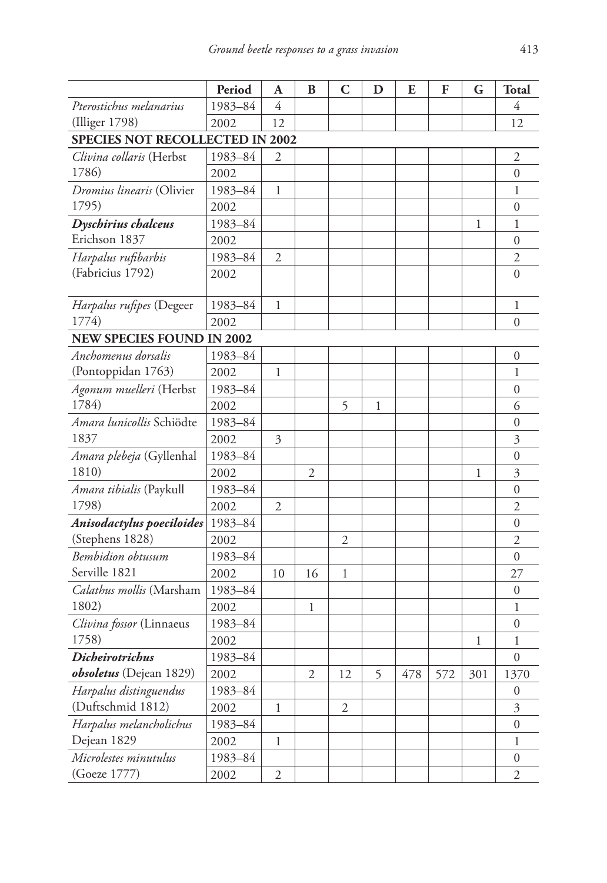| | Period | A | B | C | D | E | F | G | Total |
|---|---|---|---|---|---|---|---|---|---|
| *Pterostichus melanarius* (Illiger 1798) | 1983–84 | 4 | | | | | | | 4 |
| | 2002 | 12 | | | | | | | 12 |
| **SPECIES NOT RECOLLECTED IN 2002** | | | | | | | | | |
| *Clivina collaris* (Herbst 1786) | 1983–84 | 2 | | | | | | | 2 |
| | 2002 | | | | | | | | 0 |
| *Dromius linearis* (Olivier 1795) | 1983–84 | 1 | | | | | | | 1 |
| | 2002 | | | | | | | | 0 |
| ***Dyschirius chalceus*** Erichson 1837 | 1983–84 | | | | | | | 1 | 1 |
| | 2002 | | | | | | | | 0 |
| *Harpalus rufibarbis* (Fabricius 1792) | 1983–84 | 2 | | | | | | | 2 |
| | 2002 | | | | | | | | 0 |
| *Harpalus rufipes* (Degeer 1774) | 1983–84 | 1 | | | | | | | 1 |
| | 2002 | | | | | | | | 0 |
| **NEW SPECIES FOUND IN 2002** | | | | | | | | | |
| *Anchomenus dorsalis* (Pontoppidan 1763) | 1983–84 | | | | | | | | 0 |
| | 2002 | 1 | | | | | | | 1 |
| *Agonum muelleri* (Herbst 1784) | 1983–84 | | | | | | | | 0 |
| | 2002 | | | 5 | 1 | | | | 6 |
| *Amara lunicollis* Schiödte 1837 | 1983–84 | | | | | | | | 0 |
| | 2002 | 3 | | | | | | | 3 |
| *Amara plebeja* (Gyllenhal 1810) | 1983–84 | | | | | | | | 0 |
| | 2002 | | 2 | | | | | 1 | 3 |
| *Amara tibialis* (Paykull 1798) | 1983–84 | | | | | | | | 0 |
| | 2002 | 2 | | | | | | | 2 |
| ***Anisodactylus poeciloides*** (Stephens 1828) | 1983–84 | | | | | | | | 0 |
| | 2002 | | | 2 | | | | | 2 |
| *Bembidion obtusum* Serville 1821 | 1983–84 | | | | | | | | 0 |
| | 2002 | 10 | 16 | 1 | | | | | 27 |
| *Calathus mollis* (Marsham 1802) | 1983–84 | | | | | | | | 0 |
| | 2002 | | 1 | | | | | | 1 |
| *Clivina fossor* (Linnaeus 1758) | 1983–84 | | | | | | | | 0 |
| | 2002 | | | | | | | 1 | 1 |
| ***Dicheirotrichus obsoletus*** (Dejean 1829) | 1983–84 | | | | | | | | 0 |
| | 2002 | | 2 | 12 | 5 | 478 | 572 | 301 | 1370 |
| *Harpalus distinguendus* (Duftschmid 1812) | 1983–84 | | | | | | | | 0 |
| | 2002 | 1 | | 2 | | | | | 3 |
| *Harpalus melancholichus* Dejean 1829 | 1983–84 | | | | | | | | 0 |
| | 2002 | 1 | | | | | | | 1 |
| *Microlestes minutulus* (Goeze 1777) | 1983–84 | | | | | | | | 0 |
| | 2002 | 2 | | | | | | | 2 |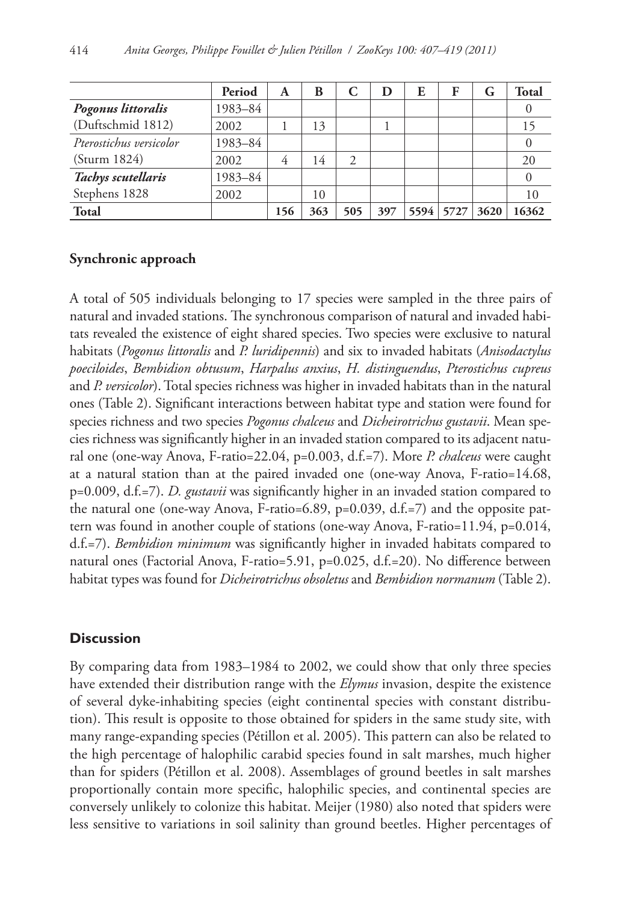|  | Period | A | B | C | D | E | F | G | Total |
|---|---|---|---|---|---|---|---|---|---|
| ***Pogonus littoralis*** | 1983–84 |  |  |  |  |  |  |  | 0 |
| (Duftschmid 1812) | 2002 | 1 | 13 |  | 1 |  |  |  | 15 |
| *Pterostichus versicolor* | 1983–84 |  |  |  |  |  |  |  | 0 |
| (Sturm 1824) | 2002 | 4 | 14 | 2 |  |  |  |  | 20 |
| ***Tachys scutellaris*** | 1983–84 |  |  |  |  |  |  |  | 0 |
| Stephens 1828 | 2002 |  | 10 |  |  |  |  |  | 10 |
| **Total** |  | **156** | **363** | **505** | **397** | **5594** | **5727** | **3620** | **16362** |

### Synchronic approach

A total of 505 individuals belonging to 17 species were sampled in the three pairs of natural and invaded stations. The synchronous comparison of natural and invaded habitats revealed the existence of eight shared species. Two species were exclusive to natural habitats (*Pogonus littoralis* and *P. luridipennis*) and six to invaded habitats (*Anisodactylus poeciloides*, *Bembidion obtusum*, *Harpalus anxius*, *H. distinguendus*, *Pterostichus cupreus* and *P. versicolor*). Total species richness was higher in invaded habitats than in the natural ones (Table 2). Significant interactions between habitat type and station were found for species richness and two species *Pogonus chalceus* and *Dicheirotrichus gustavii*. Mean species richness was significantly higher in an invaded station compared to its adjacent natural one (one-way Anova, F-ratio=22.04, p=0.003, d.f.=7). More *P. chalceus* were caught at a natural station than at the paired invaded one (one-way Anova, F-ratio=14.68, p=0.009, d.f.=7). *D. gustavii* was significantly higher in an invaded station compared to the natural one (one-way Anova, F-ratio=6.89, p=0.039, d.f.=7) and the opposite pattern was found in another couple of stations (one-way Anova, F-ratio=11.94, p=0.014, d.f.=7). *Bembidion minimum* was significantly higher in invaded habitats compared to natural ones (Factorial Anova, F-ratio=5.91, p=0.025, d.f.=20). No difference between habitat types was found for *Dicheirotrichus obsoletus* and *Bembidion normanum* (Table 2).

## Discussion

By comparing data from 1983–1984 to 2002, we could show that only three species have extended their distribution range with the *Elymus* invasion, despite the existence of several dyke-inhabiting species (eight continental species with constant distribution). This result is opposite to those obtained for spiders in the same study site, with many range-expanding species (Pétillon et al. 2005). This pattern can also be related to the high percentage of halophilic carabid species found in salt marshes, much higher than for spiders (Pétillon et al. 2008). Assemblages of ground beetles in salt marshes proportionally contain more specific, halophilic species, and continental species are conversely unlikely to colonize this habitat. Meijer (1980) also noted that spiders were less sensitive to variations in soil salinity than ground beetles. Higher percentages of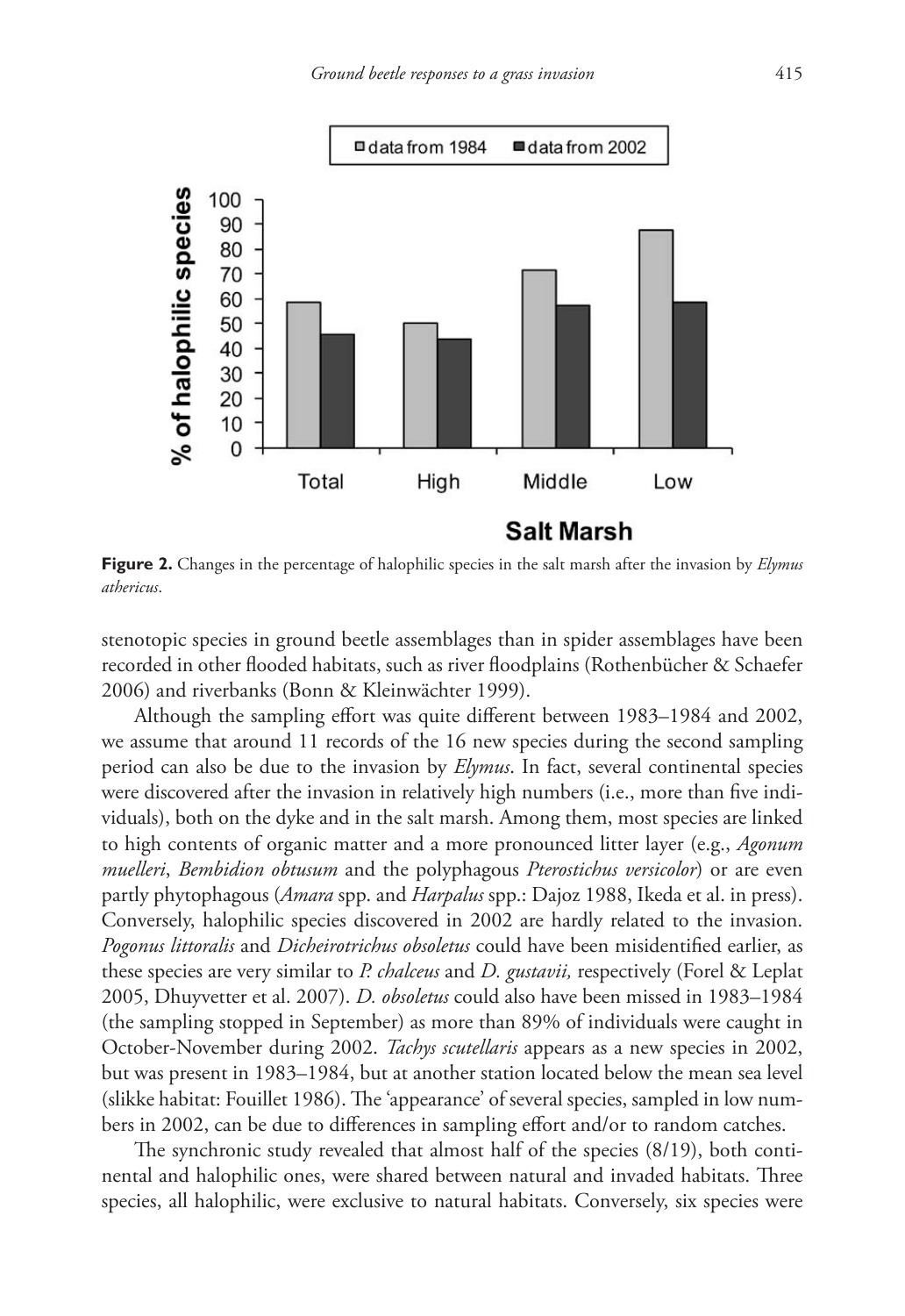**Figure 2.** Changes in the percentage of halophilic species in the salt marsh after the invasion by *Elymus athericus*.

stenotopic species in ground beetle assemblages than in spider assemblages have been recorded in other flooded habitats, such as river floodplains (Rothenbücher & Schaefer 2006) and riverbanks (Bonn & Kleinwächter 1999).

Although the sampling effort was quite different between 1983–1984 and 2002, we assume that around 11 records of the 16 new species during the second sampling period can also be due to the invasion by *Elymus*. In fact, several continental species were discovered after the invasion in relatively high numbers (i.e., more than five individuals), both on the dyke and in the salt marsh. Among them, most species are linked to high contents of organic matter and a more pronounced litter layer (e.g., *Agonum muelleri*, *Bembidion obtusum* and the polyphagous *Pterostichus versicolor*) or are even partly phytophagous (*Amara* spp. and *Harpalus* spp.: Dajoz 1988, Ikeda et al. in press). Conversely, halophilic species discovered in 2002 are hardly related to the invasion. *Pogonus littoralis* and *Dicheirotrichus obsoletus* could have been misidentified earlier, as these species are very similar to *P. chalceus* and *D. gustavii,* respectively (Forel & Leplat 2005, Dhuyvetter et al. 2007). *D. obsoletus* could also have been missed in 1983–1984 (the sampling stopped in September) as more than 89% of individuals were caught in October-November during 2002. *Tachys scutellaris* appears as a new species in 2002, but was present in 1983–1984, but at another station located below the mean sea level (slikke habitat: Fouillet 1986). The 'appearance' of several species, sampled in low numbers in 2002, can be due to differences in sampling effort and/or to random catches.

The synchronic study revealed that almost half of the species (8/19), both continental and halophilic ones, were shared between natural and invaded habitats. Three species, all halophilic, were exclusive to natural habitats. Conversely, six species were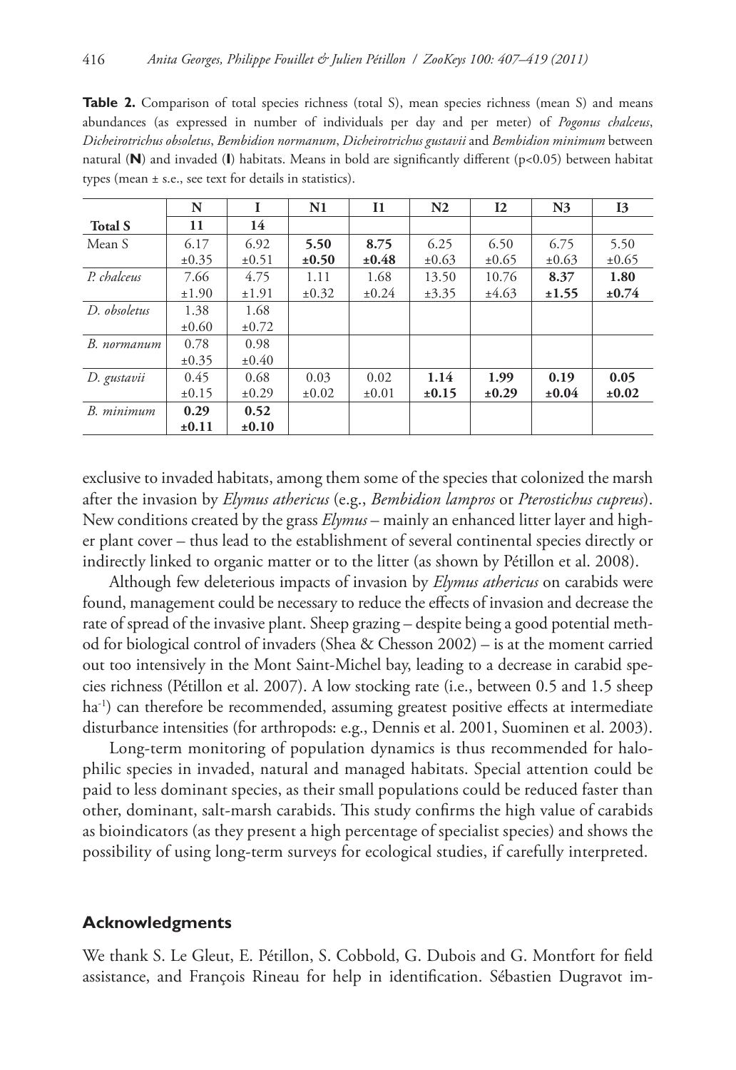**Table 2.** Comparison of total species richness (total S), mean species richness (mean S) and means abundances (as expressed in number of individuals per day and per meter) of *Pogonus chalceus*, *Dicheirotrichus obsoletus*, *Bembidion normanum*, *Dicheirotrichus gustavii* and *Bembidion minimum* between natural (**N**) and invaded (**I**) habitats. Means in bold are significantly different (p<0.05) between habitat types (mean ± s.e., see text for details in statistics).

| | N | I | N1 | I1 | N2 | I2 | N3 | I3 |
|---|---|---|---|---|---|---|---|---|
| **Total S** | **11** | **14** | | | | | | |
| Mean S | 6.17 ±0.35 | 6.92 ±0.51 | **5.50 ±0.50** | **8.75 ±0.48** | 6.25 ±0.63 | 6.50 ±0.65 | 6.75 ±0.63 | 5.50 ±0.65 |
| *P. chalceus* | 7.66 ±1.90 | 4.75 ±1.91 | 1.11 ±0.32 | 1.68 ±0.24 | 13.50 ±3.35 | 10.76 ±4.63 | **8.37 ±1.55** | **1.80 ±0.74** |
| *D. obsoletus* | 1.38 ±0.60 | 1.68 ±0.72 | | | | | | |
| *B. normanum* | 0.78 ±0.35 | 0.98 ±0.40 | | | | | | |
| *D. gustavii* | 0.45 ±0.15 | 0.68 ±0.29 | 0.03 ±0.02 | 0.02 ±0.01 | **1.14 ±0.15** | **1.99 ±0.29** | **0.19 ±0.04** | **0.05 ±0.02** |
| *B. minimum* | **0.29 ±0.11** | **0.52 ±0.10** | | | | | | |

exclusive to invaded habitats, among them some of the species that colonized the marsh after the invasion by *Elymus athericus* (e.g., *Bembidion lampros* or *Pterostichus cupreus*). New conditions created by the grass *Elymus* – mainly an enhanced litter layer and higher plant cover – thus lead to the establishment of several continental species directly or indirectly linked to organic matter or to the litter (as shown by Pétillon et al. 2008).

Although few deleterious impacts of invasion by *Elymus athericus* on carabids were found, management could be necessary to reduce the effects of invasion and decrease the rate of spread of the invasive plant. Sheep grazing – despite being a good potential method for biological control of invaders (Shea & Chesson 2002) – is at the moment carried out too intensively in the Mont Saint-Michel bay, leading to a decrease in carabid species richness (Pétillon et al. 2007). A low stocking rate (i.e., between 0.5 and 1.5 sheep $ha^{-1}$) can therefore be recommended, assuming greatest positive effects at intermediate disturbance intensities (for arthropods: e.g., Dennis et al. 2001, Suominen et al. 2003).

Long-term monitoring of population dynamics is thus recommended for halophilic species in invaded, natural and managed habitats. Special attention could be paid to less dominant species, as their small populations could be reduced faster than other, dominant, salt-marsh carabids. This study confirms the high value of carabids as bioindicators (as they present a high percentage of specialist species) and shows the possibility of using long-term surveys for ecological studies, if carefully interpreted.

## Acknowledgments

We thank S. Le Gleut, E. Pétillon, S. Cobbold, G. Dubois and G. Montfort for field assistance, and François Rineau for help in identification. Sébastien Dugravot im-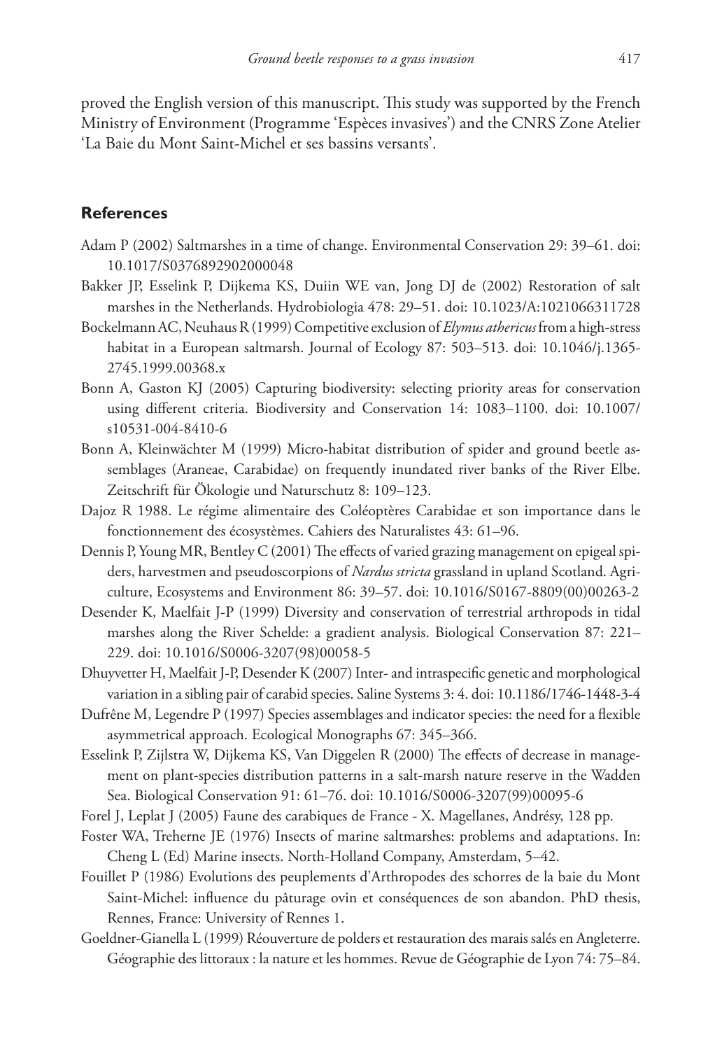proved the English version of this manuscript. This study was supported by the French Ministry of Environment (Programme 'Espèces invasives') and the CNRS Zone Atelier 'La Baie du Mont Saint-Michel et ses bassins versants'.

## References

Adam P (2002) Saltmarshes in a time of change. Environmental Conservation 29: 39–61. doi: 10.1017/S0376892902000048

Bakker JP, Esselink P, Dijkema KS, Duiin WE van, Jong DJ de (2002) Restoration of salt marshes in the Netherlands. Hydrobiologia 478: 29–51. doi: 10.1023/A:1021066311728

Bockelmann AC, Neuhaus R (1999) Competitive exclusion of *Elymus athericus* from a high-stress habitat in a European saltmarsh. Journal of Ecology 87: 503–513. doi: 10.1046/j.1365-2745.1999.00368.x

Bonn A, Gaston KJ (2005) Capturing biodiversity: selecting priority areas for conservation using different criteria. Biodiversity and Conservation 14: 1083–1100. doi: 10.1007/s10531-004-8410-6

Bonn A, Kleinwächter M (1999) Micro-habitat distribution of spider and ground beetle assemblages (Araneae, Carabidae) on frequently inundated river banks of the River Elbe. Zeitschrift für Ökologie und Naturschutz 8: 109–123.

Dajoz R 1988. Le régime alimentaire des Coléoptères Carabidae et son importance dans le fonctionnement des écosystèmes. Cahiers des Naturalistes 43: 61–96.

Dennis P, Young MR, Bentley C (2001) The effects of varied grazing management on epigeal spiders, harvestmen and pseudoscorpions of *Nardus stricta* grassland in upland Scotland. Agriculture, Ecosystems and Environment 86: 39–57. doi: 10.1016/S0167-8809(00)00263-2

Desender K, Maelfait J-P (1999) Diversity and conservation of terrestrial arthropods in tidal marshes along the River Schelde: a gradient analysis. Biological Conservation 87: 221–229. doi: 10.1016/S0006-3207(98)00058-5

Dhuyvetter H, Maelfait J-P, Desender K (2007) Inter- and intraspecific genetic and morphological variation in a sibling pair of carabid species. Saline Systems 3: 4. doi: 10.1186/1746-1448-3-4

Dufrêne M, Legendre P (1997) Species assemblages and indicator species: the need for a flexible asymmetrical approach. Ecological Monographs 67: 345–366.

Esselink P, Zijlstra W, Dijkema KS, Van Diggelen R (2000) The effects of decrease in management on plant-species distribution patterns in a salt-marsh nature reserve in the Wadden Sea. Biological Conservation 91: 61–76. doi: 10.1016/S0006-3207(99)00095-6

Forel J, Leplat J (2005) Faune des carabiques de France - X. Magellanes, Andrésy, 128 pp.

Foster WA, Treherne JE (1976) Insects of marine saltmarshes: problems and adaptations. In: Cheng L (Ed) Marine insects. North-Holland Company, Amsterdam, 5–42.

Fouillet P (1986) Evolutions des peuplements d'Arthropodes des schorres de la baie du Mont Saint-Michel: influence du pâturage ovin et conséquences de son abandon. PhD thesis, Rennes, France: University of Rennes 1.

Goeldner-Gianella L (1999) Réouverture de polders et restauration des marais salés en Angleterre. Géographie des littoraux : la nature et les hommes. Revue de Géographie de Lyon 74: 75–84.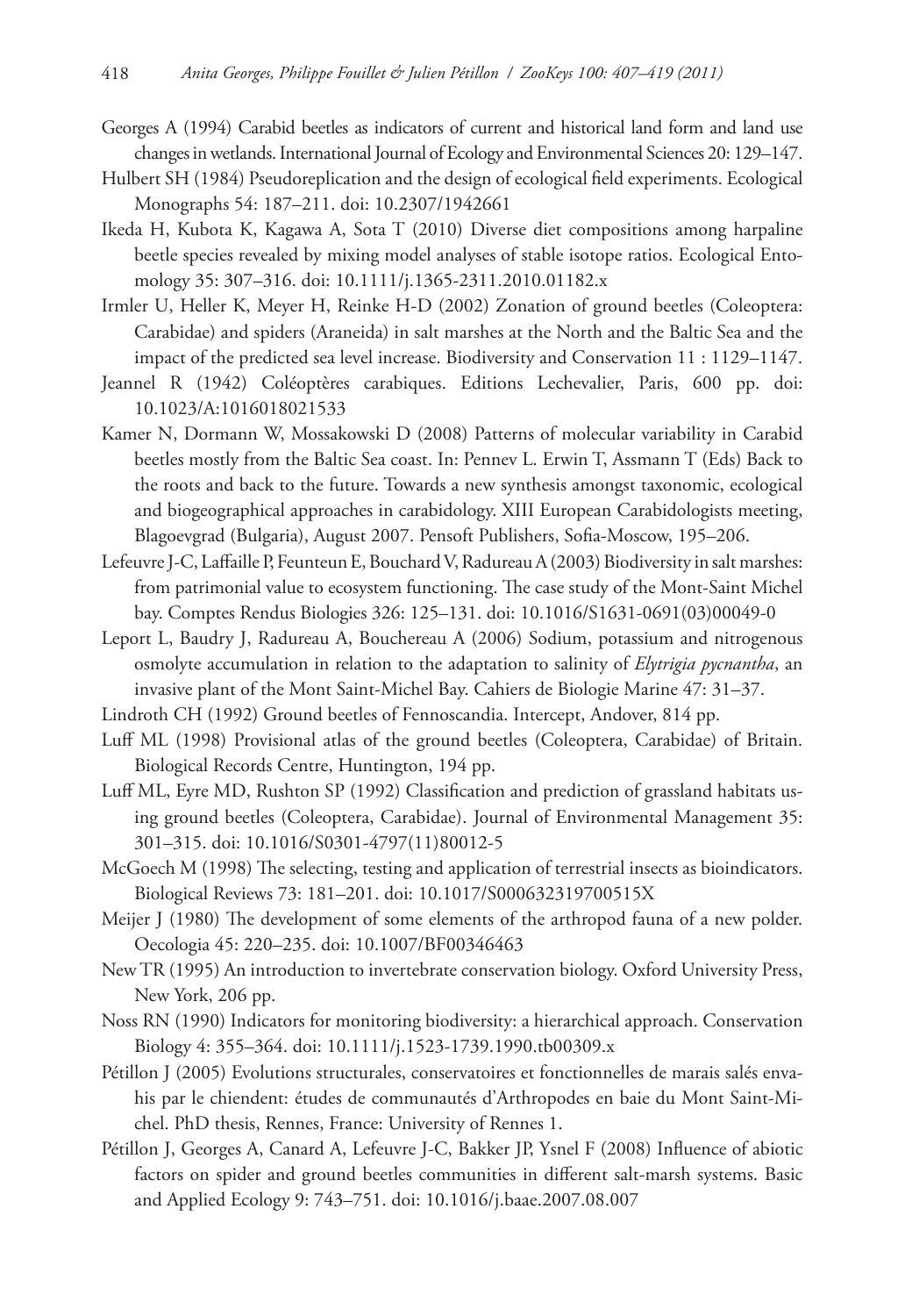Georges A (1994) Carabid beetles as indicators of current and historical land form and land use changes in wetlands. International Journal of Ecology and Environmental Sciences 20: 129–147.

Hulbert SH (1984) Pseudoreplication and the design of ecological field experiments. Ecological Monographs 54: 187–211. doi: 10.2307/1942661

Ikeda H, Kubota K, Kagawa A, Sota T (2010) Diverse diet compositions among harpaline beetle species revealed by mixing model analyses of stable isotope ratios. Ecological Entomology 35: 307–316. doi: 10.1111/j.1365-2311.2010.01182.x

Irmler U, Heller K, Meyer H, Reinke H-D (2002) Zonation of ground beetles (Coleoptera: Carabidae) and spiders (Araneida) in salt marshes at the North and the Baltic Sea and the impact of the predicted sea level increase. Biodiversity and Conservation 11 : 1129–1147.

Jeannel R (1942) Coléoptères carabiques. Editions Lechevalier, Paris, 600 pp. doi: 10.1023/A:1016018021533

Kamer N, Dormann W, Mossakowski D (2008) Patterns of molecular variability in Carabid beetles mostly from the Baltic Sea coast. In: Pennev L. Erwin T, Assmann T (Eds) Back to the roots and back to the future. Towards a new synthesis amongst taxonomic, ecological and biogeographical approaches in carabidology. XIII European Carabidologists meeting, Blagoevgrad (Bulgaria), August 2007. Pensoft Publishers, Sofia-Moscow, 195–206.

Lefeuvre J-C, Laffaille P, Feunteun E, Bouchard V, Radureau A (2003) Biodiversity in salt marshes: from patrimonial value to ecosystem functioning. The case study of the Mont-Saint Michel bay. Comptes Rendus Biologies 326: 125–131. doi: 10.1016/S1631-0691(03)00049-0

Leport L, Baudry J, Radureau A, Bouchereau A (2006) Sodium, potassium and nitrogenous osmolyte accumulation in relation to the adaptation to salinity of *Elytrigia pycnantha*, an invasive plant of the Mont Saint-Michel Bay. Cahiers de Biologie Marine 47: 31–37.

Lindroth CH (1992) Ground beetles of Fennoscandia. Intercept, Andover, 814 pp.

Luff ML (1998) Provisional atlas of the ground beetles (Coleoptera, Carabidae) of Britain. Biological Records Centre, Huntington, 194 pp.

Luff ML, Eyre MD, Rushton SP (1992) Classification and prediction of grassland habitats using ground beetles (Coleoptera, Carabidae). Journal of Environmental Management 35: 301–315. doi: 10.1016/S0301-4797(11)80012-5

McGoech M (1998) The selecting, testing and application of terrestrial insects as bioindicators. Biological Reviews 73: 181–201. doi: 10.1017/S000632319700515X

Meijer J (1980) The development of some elements of the arthropod fauna of a new polder. Oecologia 45: 220–235. doi: 10.1007/BF00346463

New TR (1995) An introduction to invertebrate conservation biology. Oxford University Press, New York, 206 pp.

Noss RN (1990) Indicators for monitoring biodiversity: a hierarchical approach. Conservation Biology 4: 355–364. doi: 10.1111/j.1523-1739.1990.tb00309.x

Pétillon J (2005) Evolutions structurales, conservatoires et fonctionnelles de marais salés envahis par le chiendent: études de communautés d'Arthropodes en baie du Mont Saint-Michel. PhD thesis, Rennes, France: University of Rennes 1.

Pétillon J, Georges A, Canard A, Lefeuvre J-C, Bakker JP, Ysnel F (2008) Influence of abiotic factors on spider and ground beetles communities in different salt-marsh systems. Basic and Applied Ecology 9: 743–751. doi: 10.1016/j.baae.2007.08.007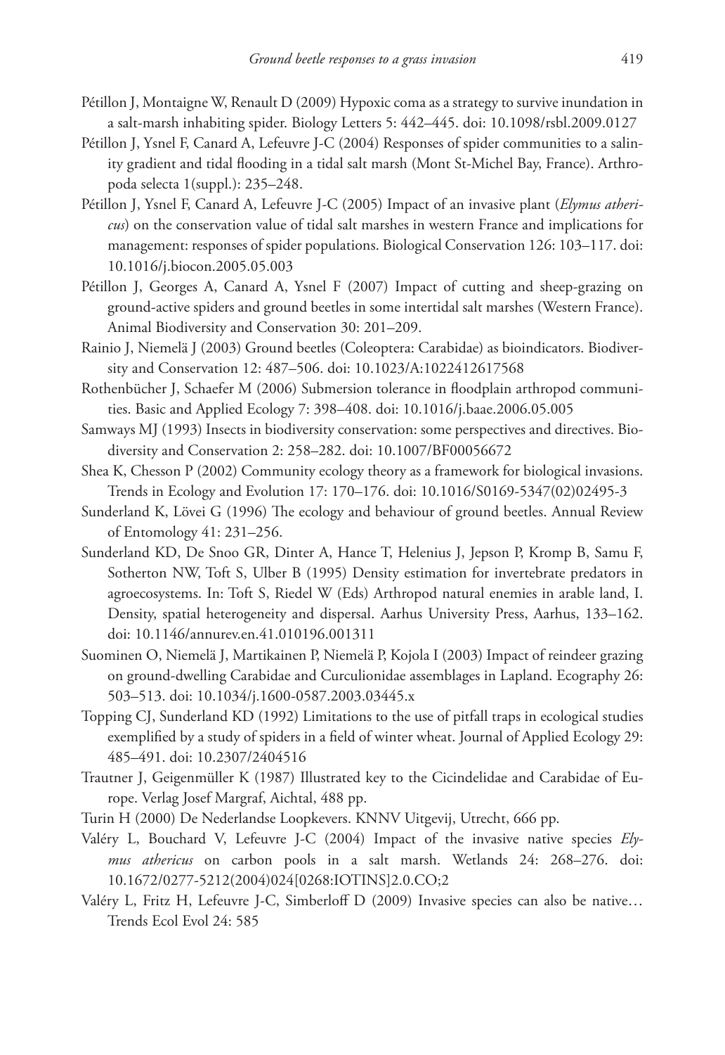Pétillon J, Montaigne W, Renault D (2009) Hypoxic coma as a strategy to survive inundation in a salt-marsh inhabiting spider. Biology Letters 5: 442–445. doi: 10.1098/rsbl.2009.0127

Pétillon J, Ysnel F, Canard A, Lefeuvre J-C (2004) Responses of spider communities to a salinity gradient and tidal flooding in a tidal salt marsh (Mont St-Michel Bay, France). Arthropoda selecta 1(suppl.): 235–248.

Pétillon J, Ysnel F, Canard A, Lefeuvre J-C (2005) Impact of an invasive plant (*Elymus athericus*) on the conservation value of tidal salt marshes in western France and implications for management: responses of spider populations. Biological Conservation 126: 103–117. doi: 10.1016/j.biocon.2005.05.003

Pétillon J, Georges A, Canard A, Ysnel F (2007) Impact of cutting and sheep-grazing on ground-active spiders and ground beetles in some intertidal salt marshes (Western France). Animal Biodiversity and Conservation 30: 201–209.

Rainio J, Niemelä J (2003) Ground beetles (Coleoptera: Carabidae) as bioindicators. Biodiversity and Conservation 12: 487–506. doi: 10.1023/A:1022412617568

Rothenbücher J, Schaefer M (2006) Submersion tolerance in floodplain arthropod communities. Basic and Applied Ecology 7: 398–408. doi: 10.1016/j.baae.2006.05.005

Samways MJ (1993) Insects in biodiversity conservation: some perspectives and directives. Biodiversity and Conservation 2: 258–282. doi: 10.1007/BF00056672

Shea K, Chesson P (2002) Community ecology theory as a framework for biological invasions. Trends in Ecology and Evolution 17: 170–176. doi: 10.1016/S0169-5347(02)02495-3

Sunderland K, Lövei G (1996) The ecology and behaviour of ground beetles. Annual Review of Entomology 41: 231–256.

Sunderland KD, De Snoo GR, Dinter A, Hance T, Helenius J, Jepson P, Kromp B, Samu F, Sotherton NW, Toft S, Ulber B (1995) Density estimation for invertebrate predators in agroecosystems. In: Toft S, Riedel W (Eds) Arthropod natural enemies in arable land, I. Density, spatial heterogeneity and dispersal. Aarhus University Press, Aarhus, 133–162. doi: 10.1146/annurev.en.41.010196.001311

Suominen O, Niemelä J, Martikainen P, Niemelä P, Kojola I (2003) Impact of reindeer grazing on ground-dwelling Carabidae and Curculionidae assemblages in Lapland. Ecography 26: 503–513. doi: 10.1034/j.1600-0587.2003.03445.x

Topping CJ, Sunderland KD (1992) Limitations to the use of pitfall traps in ecological studies exemplified by a study of spiders in a field of winter wheat. Journal of Applied Ecology 29: 485–491. doi: 10.2307/2404516

Trautner J, Geigenmüller K (1987) Illustrated key to the Cicindelidae and Carabidae of Europe. Verlag Josef Margraf, Aichtal, 488 pp.

Turin H (2000) De Nederlandse Loopkevers. KNNV Uitgevij, Utrecht, 666 pp.

Valéry L, Bouchard V, Lefeuvre J-C (2004) Impact of the invasive native species *Elymus athericus* on carbon pools in a salt marsh. Wetlands 24: 268–276. doi: 10.1672/0277-5212(2004)024[0268:IOTINS]2.0.CO;2

Valéry L, Fritz H, Lefeuvre J-C, Simberloff D (2009) Invasive species can also be native… Trends Ecol Evol 24: 585